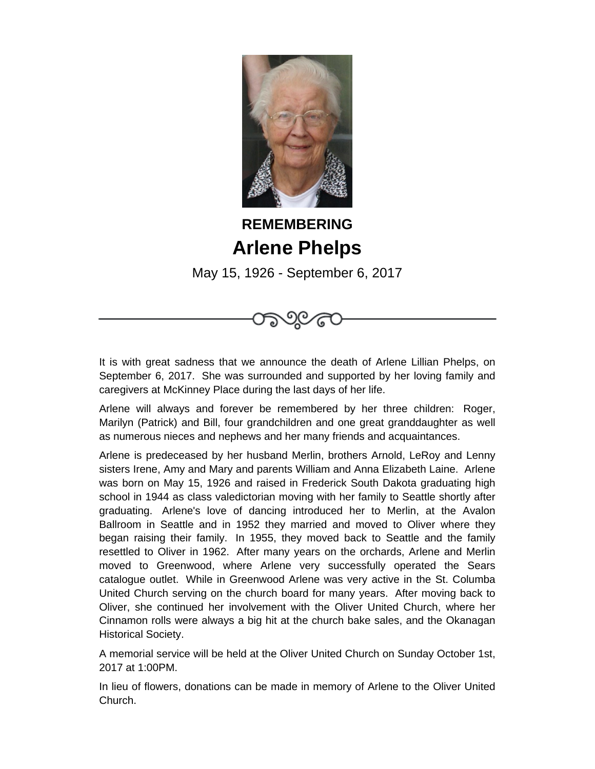**REMEMBERING**

# Arlene Phelps

May 15, 1926 - September 6, 2017

---

It is with great sadness that we announce the death of Arlene Lillian Phelps, on September 6, 2017. She was surrounded and supported by her loving family and caregivers at McKinney Place during the last days of her life.

Arlene will always and forever be remembered by her three children: Roger, Marilyn (Patrick) and Bill, four grandchildren and one great granddaughter as well as numerous nieces and nephews and her many friends and acquaintances.

Arlene is predeceased by her husband Merlin, brothers Arnold, LeRoy and Lenny sisters Irene, Amy and Mary and parents William and Anna Elizabeth Laine. Arlene was born on May 15, 1926 and raised in Frederick South Dakota graduating high school in 1944 as class valedictorian moving with her family to Seattle shortly after graduating. Arlene's love of dancing introduced her to Merlin, at the Avalon Ballroom in Seattle and in 1952 they married and moved to Oliver where they began raising their family. In 1955, they moved back to Seattle and the family resettled to Oliver in 1962. After many years on the orchards, Arlene and Merlin moved to Greenwood, where Arlene very successfully operated the Sears catalogue outlet. While in Greenwood Arlene was very active in the St. Columba United Church serving on the church board for many years. After moving back to Oliver, she continued her involvement with the Oliver United Church, where her Cinnamon rolls were always a big hit at the church bake sales, and the Okanagan Historical Society.

A memorial service will be held at the Oliver United Church on Sunday October 1st, 2017 at 1:00PM.

In lieu of flowers, donations can be made in memory of Arlene to the Oliver United Church.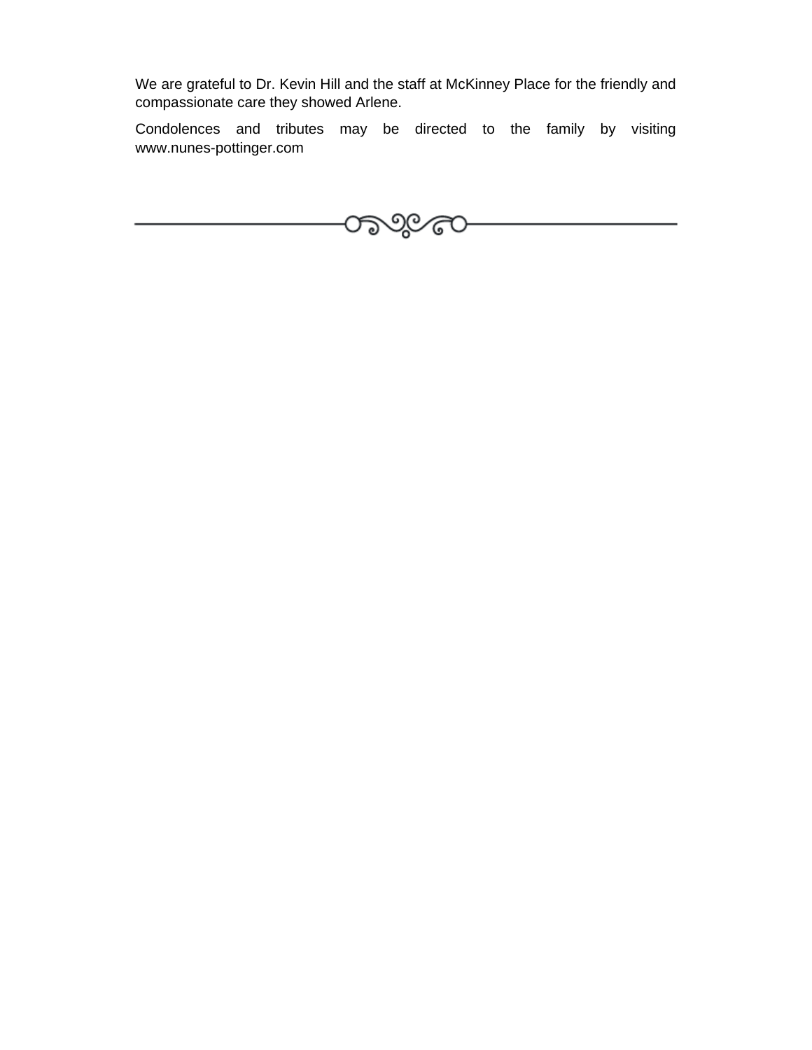We are grateful to Dr. Kevin Hill and the staff at McKinney Place for the friendly and compassionate care they showed Arlene.

Condolences and tributes may be directed to the family by visiting www.nunes-pottinger.com